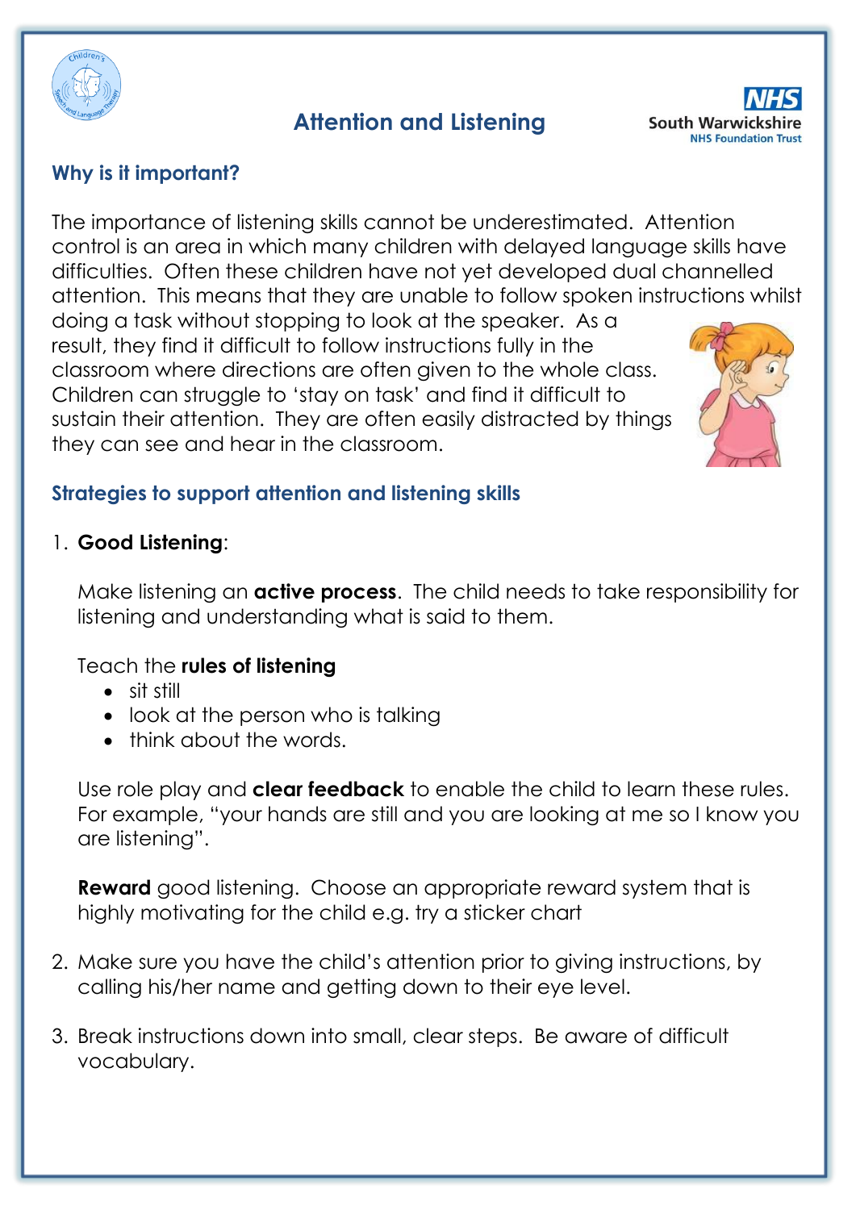# Attention and Listening

## Why is it important?

The importance of listening skills cannot be underestimated. Attention control is an area in which many children with delayed language skills have difficulties. Often these children have not yet developed dual channelled attention. This means that they are unable to follow spoken instructions whilst doing a task without stopping to look at the speaker. As a result, they find it difficult to follow instructions fully in the classroom where directions are often given to the whole class. Children can struggle to 'stay on task' and find it difficult to sustain their attention. They are often easily distracted by things they can see and hear in the classroom.

## Strategies to support attention and listening skills

1. **Good Listening**:

   Make listening an **active process**. The child needs to take responsibility for listening and understanding what is said to them.

   Teach the **rules of listening**
   - sit still
   - look at the person who is talking
   - think about the words.

   Use role play and **clear feedback** to enable the child to learn these rules. For example, "your hands are still and you are looking at me so I know you are listening".

   **Reward** good listening. Choose an appropriate reward system that is highly motivating for the child e.g. try a sticker chart

2. Make sure you have the child's attention prior to giving instructions, by calling his/her name and getting down to their eye level.

3. Break instructions down into small, clear steps. Be aware of difficult vocabulary.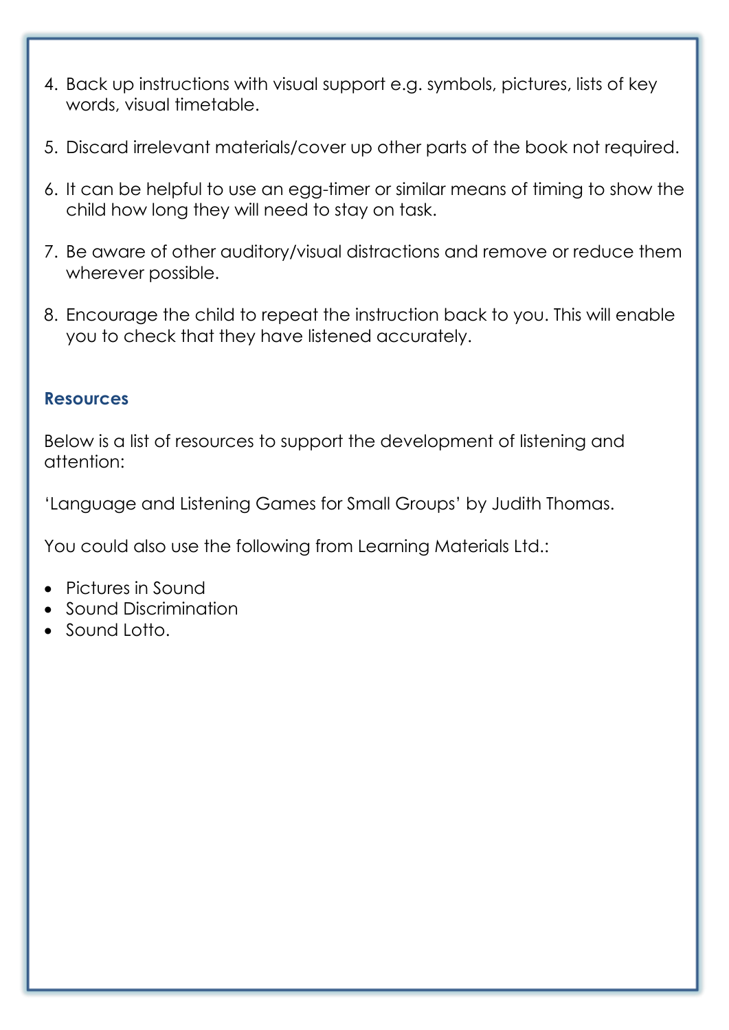4. Back up instructions with visual support e.g. symbols, pictures, lists of key words, visual timetable.

5. Discard irrelevant materials/cover up other parts of the book not required.

6. It can be helpful to use an egg-timer or similar means of timing to show the child how long they will need to stay on task.

7. Be aware of other auditory/visual distractions and remove or reduce them wherever possible.

8. Encourage the child to repeat the instruction back to you. This will enable you to check that they have listened accurately.

## Resources

Below is a list of resources to support the development of listening and attention:

'Language and Listening Games for Small Groups' by Judith Thomas.

You could also use the following from Learning Materials Ltd.:

- Pictures in Sound
- Sound Discrimination
- Sound Lotto.